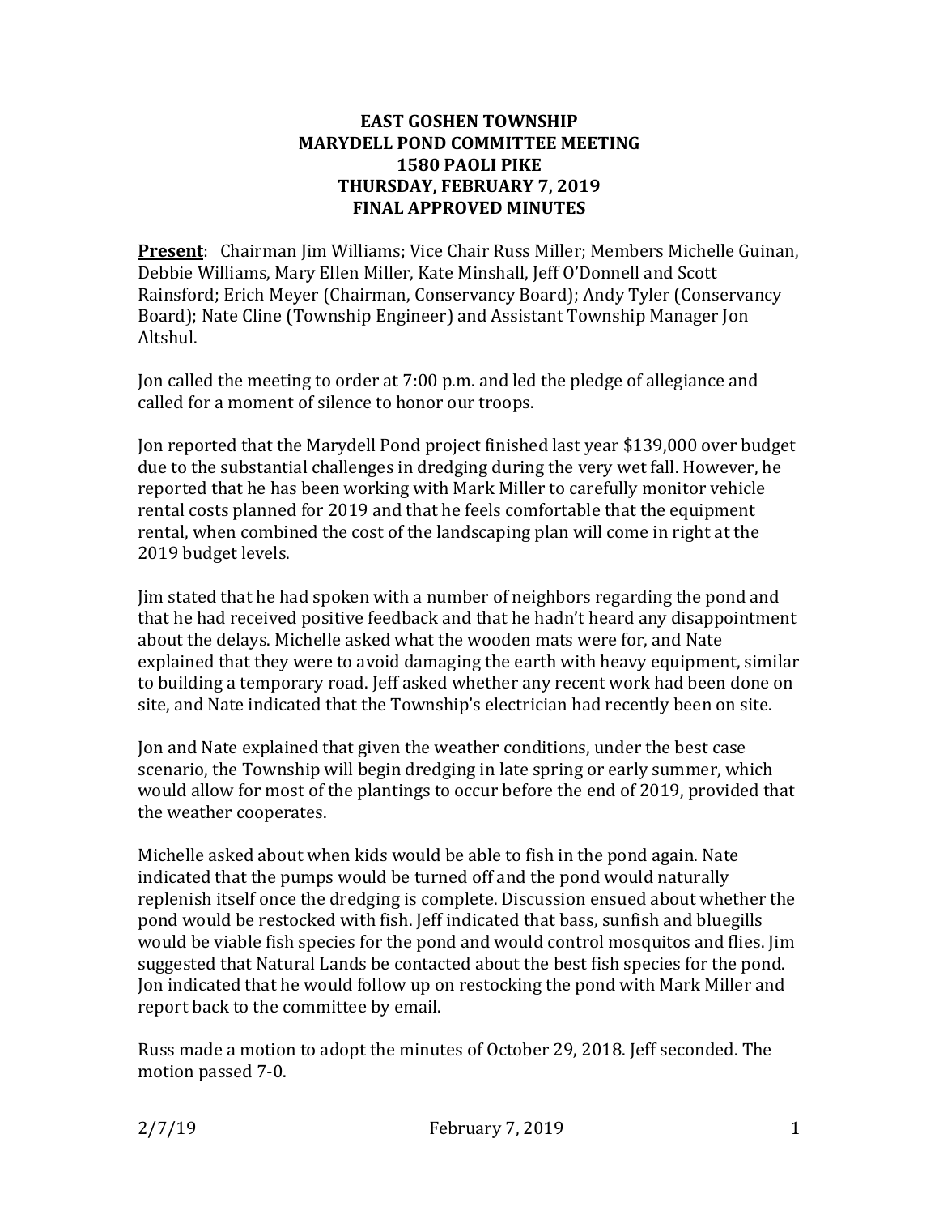# EAST GOSHEN TOWNSHIP
## MARYDELL POND COMMITTEE MEETING
## 1580 PAOLI PIKE
## THURSDAY, FEBRUARY 7, 2019
## FINAL APPROVED MINUTES

**Present**: Chairman Jim Williams; Vice Chair Russ Miller; Members Michelle Guinan, Debbie Williams, Mary Ellen Miller, Kate Minshall, Jeff O'Donnell and Scott Rainsford; Erich Meyer (Chairman, Conservancy Board); Andy Tyler (Conservancy Board); Nate Cline (Township Engineer) and Assistant Township Manager Jon Altshul.

Jon called the meeting to order at 7:00 p.m. and led the pledge of allegiance and called for a moment of silence to honor our troops.

Jon reported that the Marydell Pond project finished last year $139,000 over budget due to the substantial challenges in dredging during the very wet fall. However, he reported that he has been working with Mark Miller to carefully monitor vehicle rental costs planned for 2019 and that he feels comfortable that the equipment rental, when combined the cost of the landscaping plan will come in right at the 2019 budget levels.

Jim stated that he had spoken with a number of neighbors regarding the pond and that he had received positive feedback and that he hadn't heard any disappointment about the delays. Michelle asked what the wooden mats were for, and Nate explained that they were to avoid damaging the earth with heavy equipment, similar to building a temporary road. Jeff asked whether any recent work had been done on site, and Nate indicated that the Township's electrician had recently been on site.

Jon and Nate explained that given the weather conditions, under the best case scenario, the Township will begin dredging in late spring or early summer, which would allow for most of the plantings to occur before the end of 2019, provided that the weather cooperates.

Michelle asked about when kids would be able to fish in the pond again. Nate indicated that the pumps would be turned off and the pond would naturally replenish itself once the dredging is complete. Discussion ensued about whether the pond would be restocked with fish. Jeff indicated that bass, sunfish and bluegills would be viable fish species for the pond and would control mosquitos and flies. Jim suggested that Natural Lands be contacted about the best fish species for the pond. Jon indicated that he would follow up on restocking the pond with Mark Miller and report back to the committee by email.

Russ made a motion to adopt the minutes of October 29, 2018. Jeff seconded. The motion passed 7-0.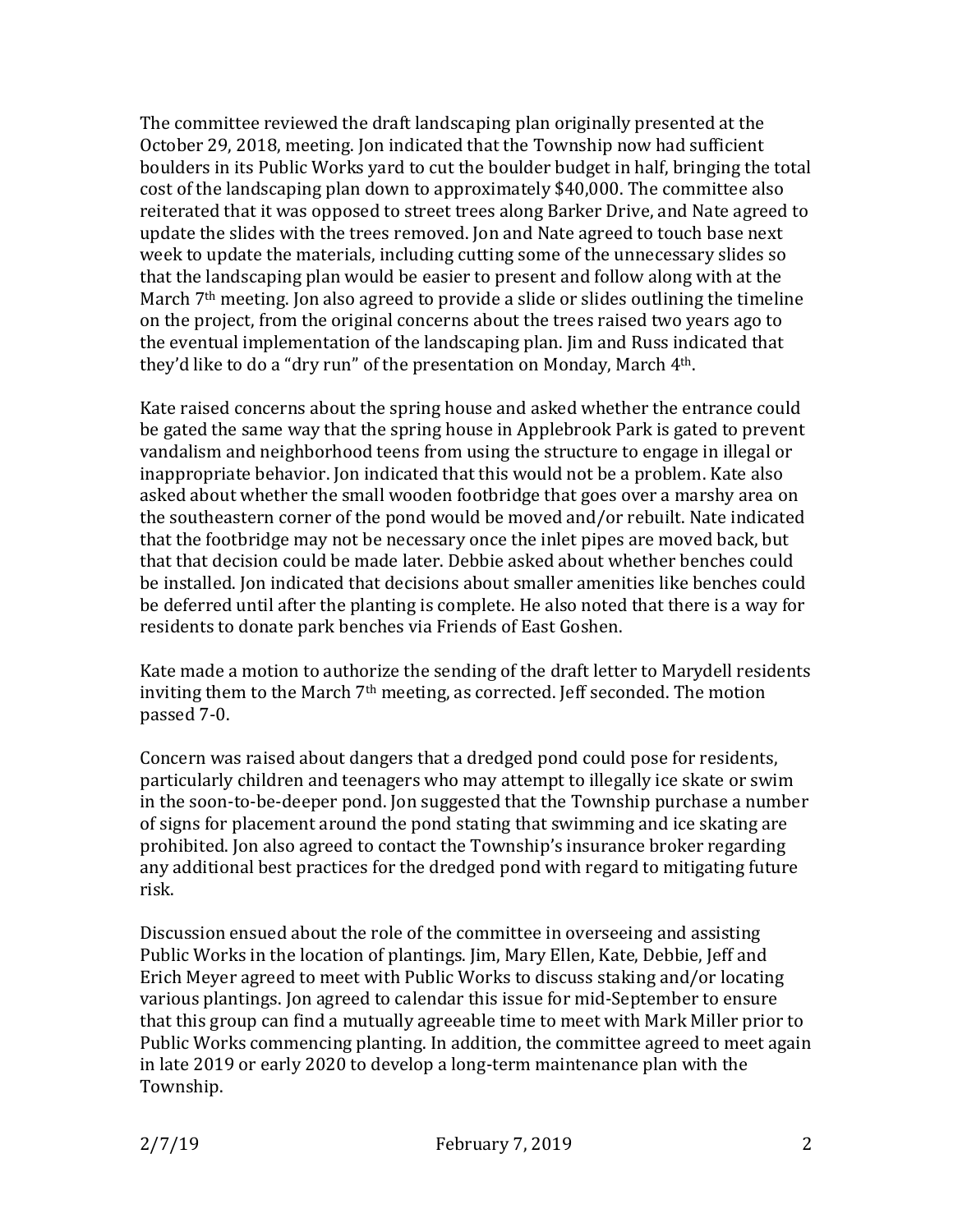The committee reviewed the draft landscaping plan originally presented at the October 29, 2018, meeting. Jon indicated that the Township now had sufficient boulders in its Public Works yard to cut the boulder budget in half, bringing the total cost of the landscaping plan down to approximately $40,000. The committee also reiterated that it was opposed to street trees along Barker Drive, and Nate agreed to update the slides with the trees removed. Jon and Nate agreed to touch base next week to update the materials, including cutting some of the unnecessary slides so that the landscaping plan would be easier to present and follow along with at the March 7th meeting. Jon also agreed to provide a slide or slides outlining the timeline on the project, from the original concerns about the trees raised two years ago to the eventual implementation of the landscaping plan. Jim and Russ indicated that they'd like to do a "dry run" of the presentation on Monday, March 4th.

Kate raised concerns about the spring house and asked whether the entrance could be gated the same way that the spring house in Applebrook Park is gated to prevent vandalism and neighborhood teens from using the structure to engage in illegal or inappropriate behavior. Jon indicated that this would not be a problem. Kate also asked about whether the small wooden footbridge that goes over a marshy area on the southeastern corner of the pond would be moved and/or rebuilt. Nate indicated that the footbridge may not be necessary once the inlet pipes are moved back, but that that decision could be made later. Debbie asked about whether benches could be installed. Jon indicated that decisions about smaller amenities like benches could be deferred until after the planting is complete. He also noted that there is a way for residents to donate park benches via Friends of East Goshen.

Kate made a motion to authorize the sending of the draft letter to Marydell residents inviting them to the March 7th meeting, as corrected. Jeff seconded. The motion passed 7-0.

Concern was raised about dangers that a dredged pond could pose for residents, particularly children and teenagers who may attempt to illegally ice skate or swim in the soon-to-be-deeper pond. Jon suggested that the Township purchase a number of signs for placement around the pond stating that swimming and ice skating are prohibited. Jon also agreed to contact the Township's insurance broker regarding any additional best practices for the dredged pond with regard to mitigating future risk.

Discussion ensued about the role of the committee in overseeing and assisting Public Works in the location of plantings. Jim, Mary Ellen, Kate, Debbie, Jeff and Erich Meyer agreed to meet with Public Works to discuss staking and/or locating various plantings. Jon agreed to calendar this issue for mid-September to ensure that this group can find a mutually agreeable time to meet with Mark Miller prior to Public Works commencing planting. In addition, the committee agreed to meet again in late 2019 or early 2020 to develop a long-term maintenance plan with the Township.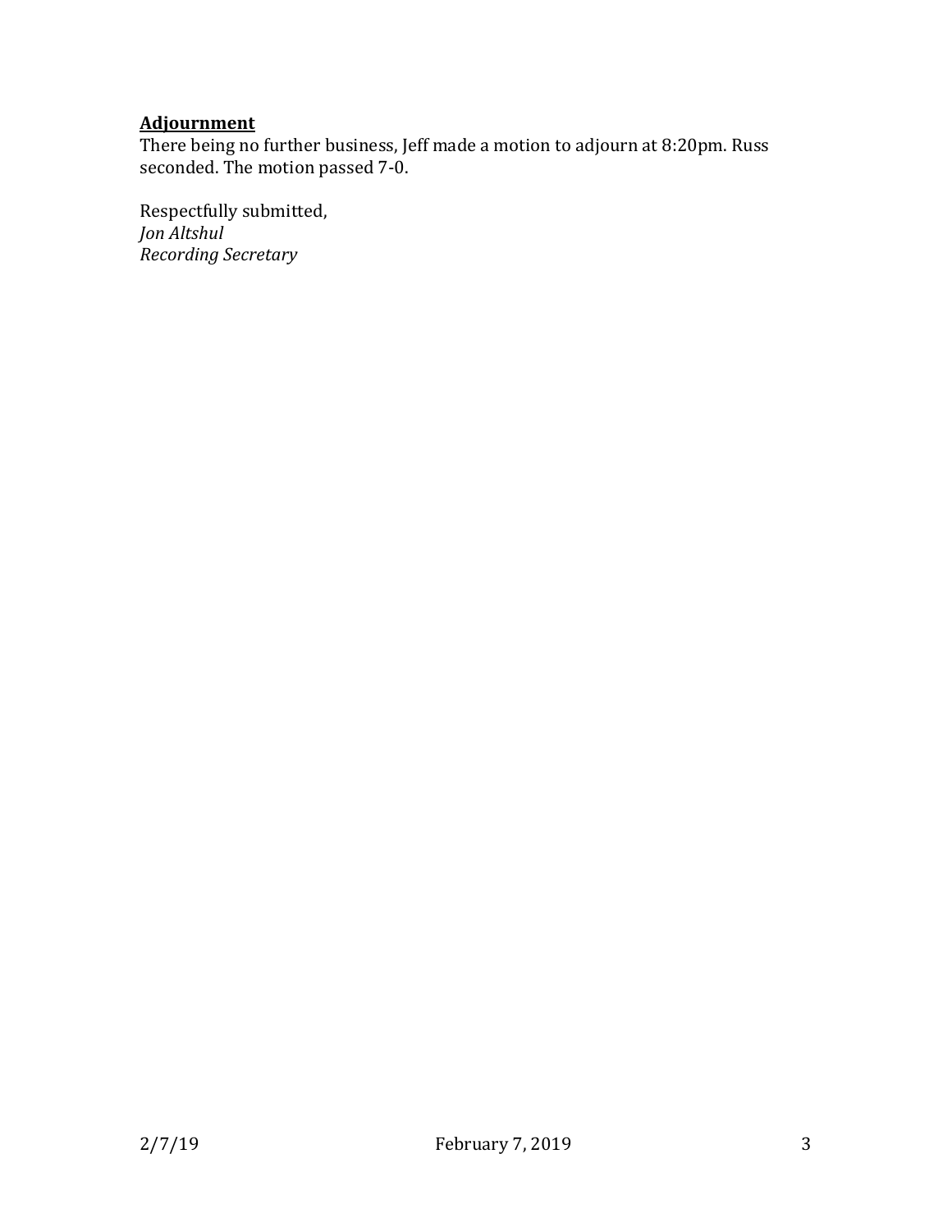**<u>Adjournment</u>**

There being no further business, Jeff made a motion to adjourn at 8:20pm. Russ seconded. The motion passed 7-0.

Respectfully submitted,
*Jon Altshul*
*Recording Secretary*